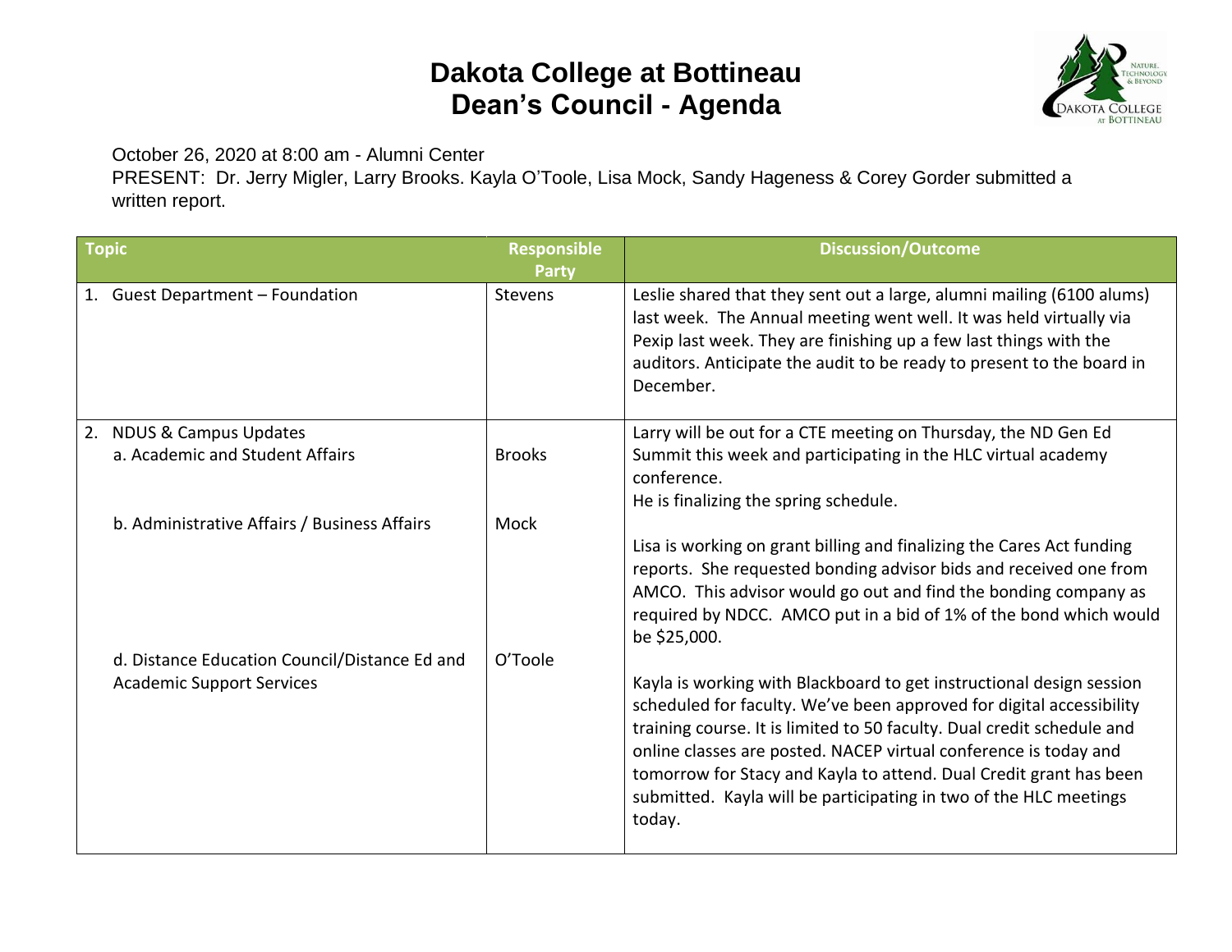# Dakota College at Bottineau
## Dean's Council - Agenda

October 26, 2020 at 8:00 am - Alumni Center
PRESENT: Dr. Jerry Migler, Larry Brooks. Kayla O'Toole, Lisa Mock, Sandy Hageness & Corey Gorder submitted a written report.

| Topic | Responsible Party | Discussion/Outcome |
|---|---|---|
| 1. Guest Department – Foundation | Stevens | Leslie shared that they sent out a large, alumni mailing (6100 alums) last week. The Annual meeting went well. It was held virtually via Pexip last week. They are finishing up a few last things with the auditors. Anticipate the audit to be ready to present to the board in December. |
| 2. NDUS & Campus Updates<br>a. Academic and Student Affairs | Brooks | Larry will be out for a CTE meeting on Thursday, the ND Gen Ed Summit this week and participating in the HLC virtual academy conference.<br>He is finalizing the spring schedule. |
| b. Administrative Affairs / Business Affairs | Mock | Lisa is working on grant billing and finalizing the Cares Act funding reports. She requested bonding advisor bids and received one from AMCO. This advisor would go out and find the bonding company as required by NDCC. AMCO put in a bid of 1% of the bond which would be $25,000. |
| d. Distance Education Council/Distance Ed and Academic Support Services | O'Toole | Kayla is working with Blackboard to get instructional design session scheduled for faculty. We've been approved for digital accessibility training course. It is limited to 50 faculty. Dual credit schedule and online classes are posted. NACEP virtual conference is today and tomorrow for Stacy and Kayla to attend. Dual Credit grant has been submitted. Kayla will be participating in two of the HLC meetings today. |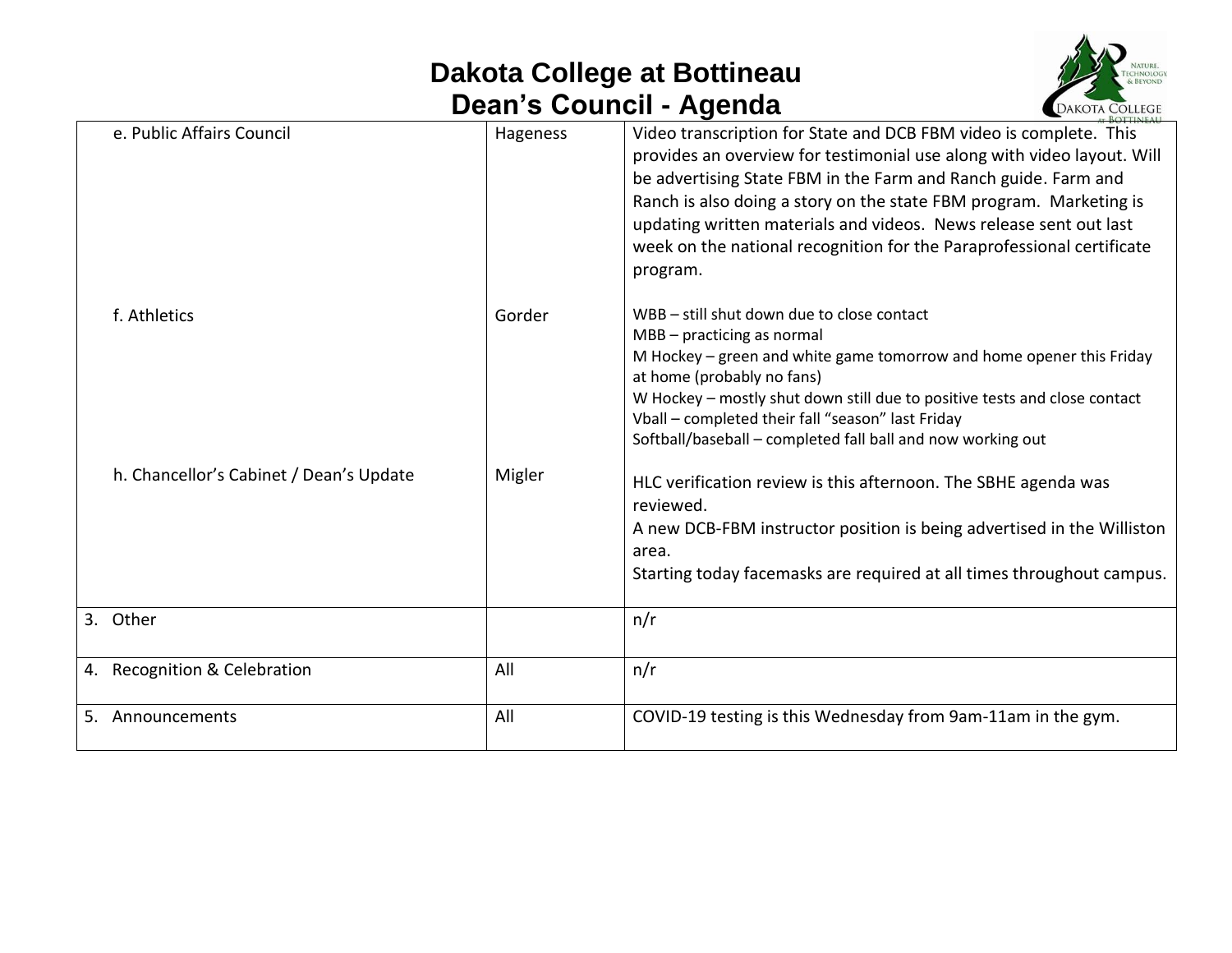# Dakota College at Bottineau
# Dean's Council - Agenda

| | | |
|---|---|---|
| e. Public Affairs Council | Hageness | Video transcription for State and DCB FBM video is complete. This provides an overview for testimonial use along with video layout. Will be advertising State FBM in the Farm and Ranch guide. Farm and Ranch is also doing a story on the state FBM program. Marketing is updating written materials and videos. News release sent out last week on the national recognition for the Paraprofessional certificate program. |
| f. Athletics | Gorder | WBB – still shut down due to close contact<br>MBB – practicing as normal<br>M Hockey – green and white game tomorrow and home opener this Friday at home (probably no fans)<br>W Hockey – mostly shut down still due to positive tests and close contact<br>Vball – completed their fall "season" last Friday<br>Softball/baseball – completed fall ball and now working out |
| h. Chancellor's Cabinet / Dean's Update | Migler | HLC verification review is this afternoon. The SBHE agenda was reviewed.<br>A new DCB-FBM instructor position is being advertised in the Williston area.<br>Starting today facemasks are required at all times throughout campus. |
| 3. Other | | n/r |
| 4. Recognition & Celebration | All | n/r |
| 5. Announcements | All | COVID-19 testing is this Wednesday from 9am-11am in the gym. |